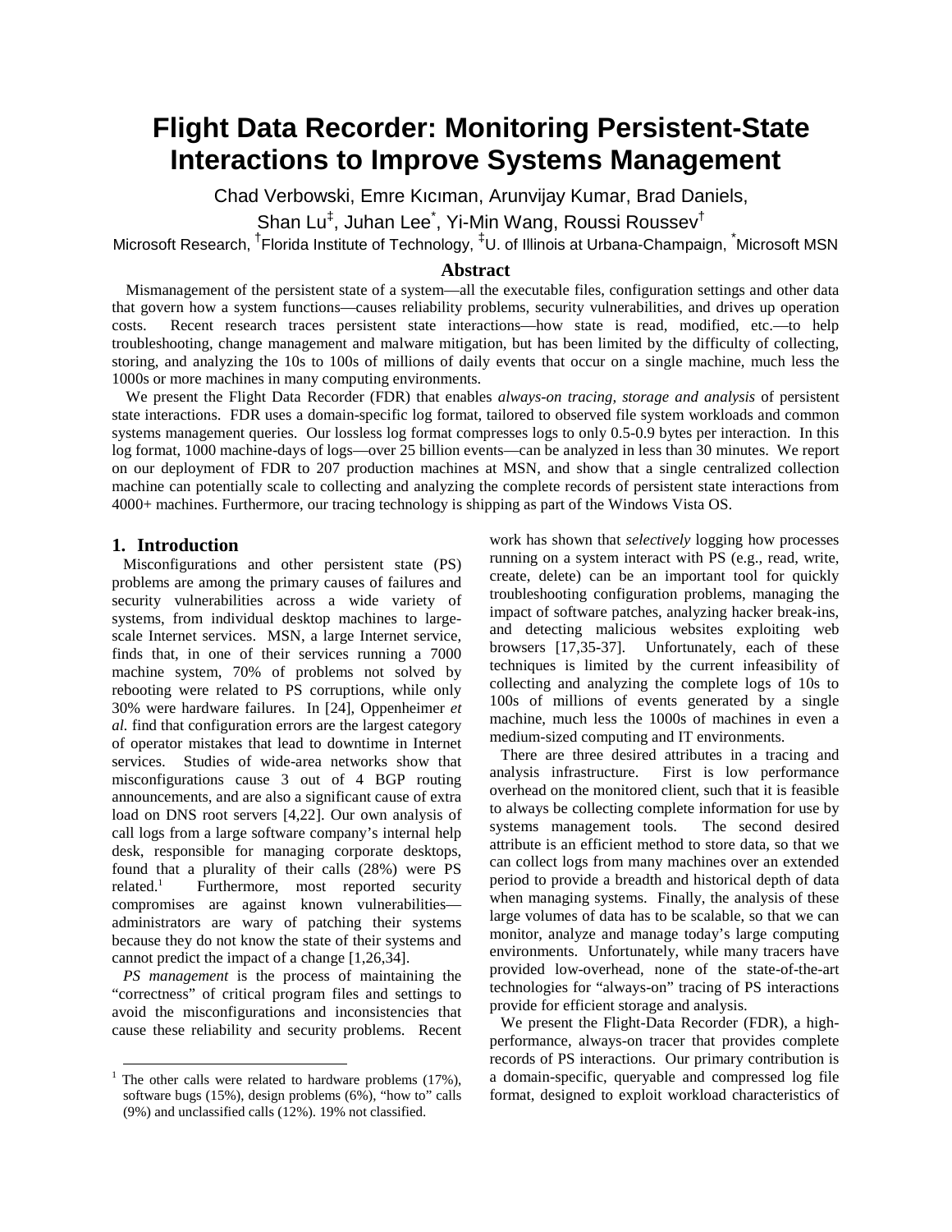# Flight Data Recorder: Monitoring Persistent-State Interactions to Improve Systems Management

Chad Verbowski, Emre Kıcıman, Arunvijay Kumar, Brad Daniels, Shan Lu[‡], Juhan Lee[*], Yi-Min Wang, Roussi Roussev[†]

Microsoft Research, [†]Florida Institute of Technology, [‡]U. of Illinois at Urbana-Champaign, [*]Microsoft MSN

## Abstract

Mismanagement of the persistent state of a system—all the executable files, configuration settings and other data that govern how a system functions—causes reliability problems, security vulnerabilities, and drives up operation costs. Recent research traces persistent state interactions—how state is read, modified, etc.—to help troubleshooting, change management and malware mitigation, but has been limited by the difficulty of collecting, storing, and analyzing the 10s to 100s of millions of daily events that occur on a single machine, much less the 1000s or more machines in many computing environments.

We present the Flight Data Recorder (FDR) that enables *always-on tracing, storage and analysis* of persistent state interactions. FDR uses a domain-specific log format, tailored to observed file system workloads and common systems management queries. Our lossless log format compresses logs to only 0.5-0.9 bytes per interaction. In this log format, 1000 machine-days of logs—over 25 billion events—can be analyzed in less than 30 minutes. We report on our deployment of FDR to 207 production machines at MSN, and show that a single centralized collection machine can potentially scale to collecting and analyzing the complete records of persistent state interactions from 4000+ machines. Furthermore, our tracing technology is shipping as part of the Windows Vista OS.

## 1. Introduction

Misconfigurations and other persistent state (PS) problems are among the primary causes of failures and security vulnerabilities across a wide variety of systems, from individual desktop machines to large-scale Internet services. MSN, a large Internet service, finds that, in one of their services running a 7000 machine system, 70% of problems not solved by rebooting were related to PS corruptions, while only 30% were hardware failures. In [24], Oppenheimer *et al.* find that configuration errors are the largest category of operator mistakes that lead to downtime in Internet services. Studies of wide-area networks show that misconfigurations cause 3 out of 4 BGP routing announcements, and are also a significant cause of extra load on DNS root servers [4,22]. Our own analysis of call logs from a large software company's internal help desk, responsible for managing corporate desktops, found that a plurality of their calls (28%) were PS related.[1] Furthermore, most reported security compromises are against known vulnerabilities—administrators are wary of patching their systems because they do not know the state of their systems and cannot predict the impact of a change [1,26,34].

*PS management* is the process of maintaining the "correctness" of critical program files and settings to avoid the misconfigurations and inconsistencies that cause these reliability and security problems. Recent work has shown that *selectively* logging how processes running on a system interact with PS (e.g., read, write, create, delete) can be an important tool for quickly troubleshooting configuration problems, managing the impact of software patches, analyzing hacker break-ins, and detecting malicious websites exploiting web browsers [17,35-37]. Unfortunately, each of these techniques is limited by the current infeasibility of collecting and analyzing the complete logs of 10s to 100s of millions of events generated by a single machine, much less the 1000s of machines in even a medium-sized computing and IT environments.

There are three desired attributes in a tracing and analysis infrastructure. First is low performance overhead on the monitored client, such that it is feasible to always be collecting complete information for use by systems management tools. The second desired attribute is an efficient method to store data, so that we can collect logs from many machines over an extended period to provide a breadth and historical depth of data when managing systems. Finally, the analysis of these large volumes of data has to be scalable, so that we can monitor, analyze and manage today's large computing environments. Unfortunately, while many tracers have provided low-overhead, none of the state-of-the-art technologies for "always-on" tracing of PS interactions provide for efficient storage and analysis.

We present the Flight-Data Recorder (FDR), a high-performance, always-on tracer that provides complete records of PS interactions. Our primary contribution is a domain-specific, queryable and compressed log file format, designed to exploit workload characteristics of

[1] The other calls were related to hardware problems (17%), software bugs (15%), design problems (6%), "how to" calls (9%) and unclassified calls (12%). 19% not classified.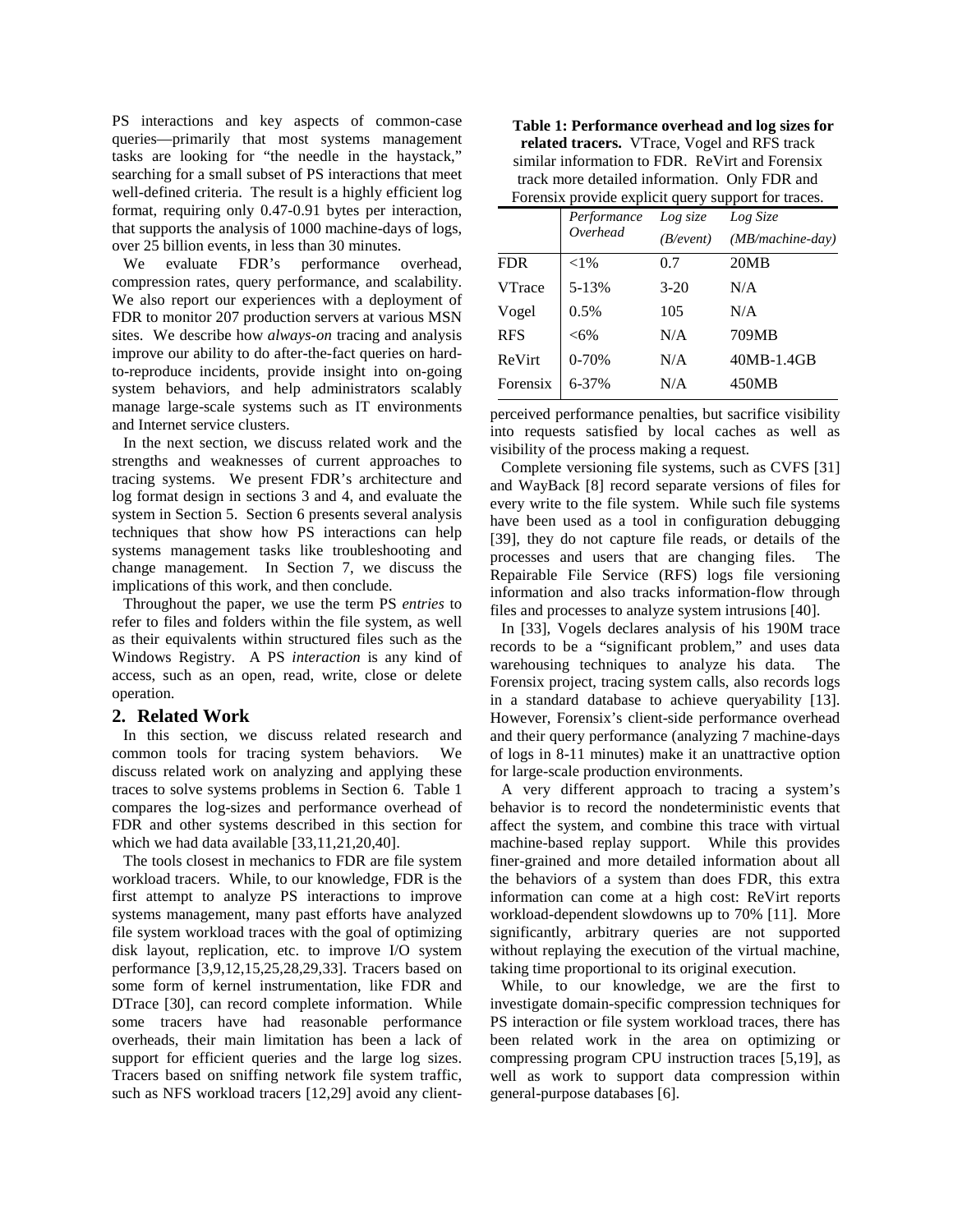PS interactions and key aspects of common-case queries—primarily that most systems management tasks are looking for "the needle in the haystack," searching for a small subset of PS interactions that meet well-defined criteria. The result is a highly efficient log format, requiring only 0.47-0.91 bytes per interaction, that supports the analysis of 1000 machine-days of logs, over 25 billion events, in less than 30 minutes.

We evaluate FDR's performance overhead, compression rates, query performance, and scalability. We also report our experiences with a deployment of FDR to monitor 207 production servers at various MSN sites. We describe how *always-on* tracing and analysis improve our ability to do after-the-fact queries on hard-to-reproduce incidents, provide insight into on-going system behaviors, and help administrators scalably manage large-scale systems such as IT environments and Internet service clusters.

In the next section, we discuss related work and the strengths and weaknesses of current approaches to tracing systems. We present FDR's architecture and log format design in sections 3 and 4, and evaluate the system in Section 5. Section 6 presents several analysis techniques that show how PS interactions can help systems management tasks like troubleshooting and change management. In Section 7, we discuss the implications of this work, and then conclude.

Throughout the paper, we use the term PS *entries* to refer to files and folders within the file system, as well as their equivalents within structured files such as the Windows Registry. A PS *interaction* is any kind of access, such as an open, read, write, close or delete operation.

## 2. Related Work

In this section, we discuss related research and common tools for tracing system behaviors. We discuss related work on analyzing and applying these traces to solve systems problems in Section 6. Table 1 compares the log-sizes and performance overhead of FDR and other systems described in this section for which we had data available [33,11,21,20,40].

The tools closest in mechanics to FDR are file system workload tracers. While, to our knowledge, FDR is the first attempt to analyze PS interactions to improve systems management, many past efforts have analyzed file system workload traces with the goal of optimizing disk layout, replication, etc. to improve I/O system performance [3,9,12,15,25,28,29,33]. Tracers based on some form of kernel instrumentation, like FDR and DTrace [30], can record complete information. While some tracers have had reasonable performance overheads, their main limitation has been a lack of support for efficient queries and the large log sizes. Tracers based on sniffing network file system traffic, such as NFS workload tracers [12,29] avoid any client-perceived performance penalties, but sacrifice visibility into requests satisfied by local caches as well as visibility of the process making a request.

**Table 1: Performance overhead and log sizes for related tracers.** VTrace, Vogel and RFS track similar information to FDR. ReVirt and Forensix track more detailed information. Only FDR and Forensix provide explicit query support for traces.

| | *Performance Overhead* | *Log size (B/event)* | *Log Size (MB/machine-day)* |
|---|---|---|---|
| FDR | <1% | 0.7 | 20MB |
| VTrace | 5-13% | 3-20 | N/A |
| Vogel | 0.5% | 105 | N/A |
| RFS | <6% | N/A | 709MB |
| ReVirt | 0-70% | N/A | 40MB-1.4GB |
| Forensix | 6-37% | N/A | 450MB |

Complete versioning file systems, such as CVFS [31] and WayBack [8] record separate versions of files for every write to the file system. While such file systems have been used as a tool in configuration debugging [39], they do not capture file reads, or details of the processes and users that are changing files. The Repairable File Service (RFS) logs file versioning information and also tracks information-flow through files and processes to analyze system intrusions [40].

In [33], Vogels declares analysis of his 190M trace records to be a "significant problem," and uses data warehousing techniques to analyze his data. The Forensix project, tracing system calls, also records logs in a standard database to achieve queryability [13]. However, Forensix's client-side performance overhead and their query performance (analyzing 7 machine-days of logs in 8-11 minutes) make it an unattractive option for large-scale production environments.

A very different approach to tracing a system's behavior is to record the nondeterministic events that affect the system, and combine this trace with virtual machine-based replay support. While this provides finer-grained and more detailed information about all the behaviors of a system than does FDR, this extra information can come at a high cost: ReVirt reports workload-dependent slowdowns up to 70% [11]. More significantly, arbitrary queries are not supported without replaying the execution of the virtual machine, taking time proportional to its original execution.

While, to our knowledge, we are the first to investigate domain-specific compression techniques for PS interaction or file system workload traces, there has been related work in the area on optimizing or compressing program CPU instruction traces [5,19], as well as work to support data compression within general-purpose databases [6].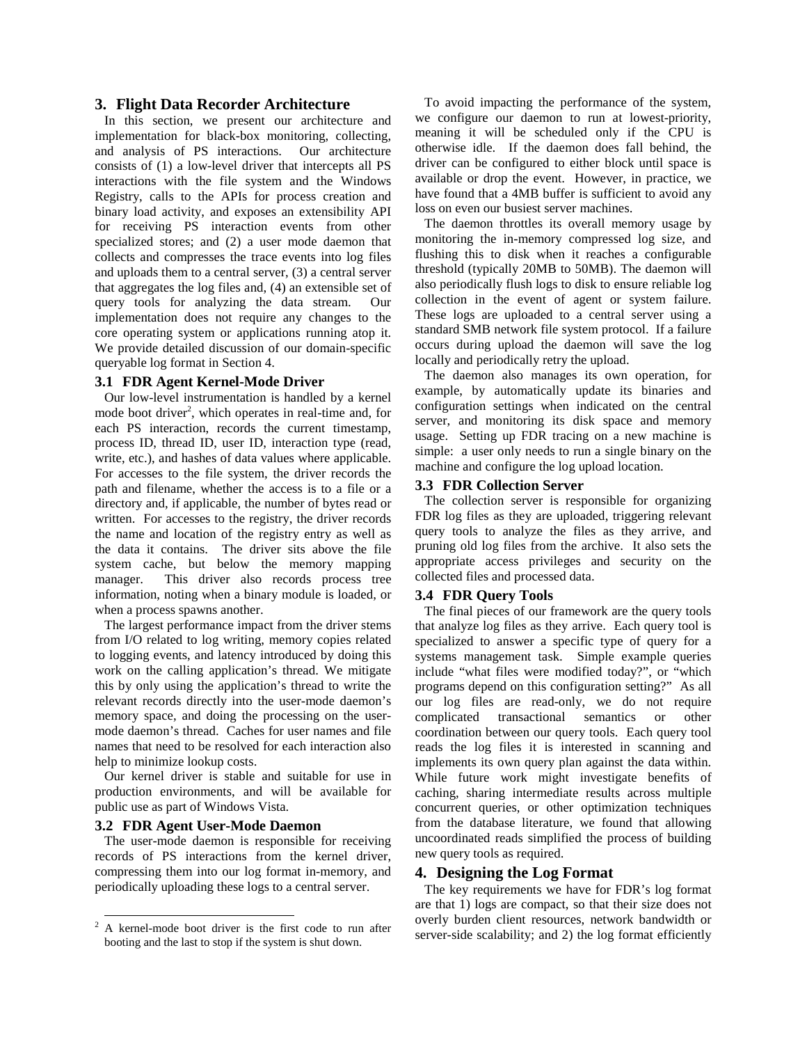## 3. Flight Data Recorder Architecture

In this section, we present our architecture and implementation for black-box monitoring, collecting, and analysis of PS interactions. Our architecture consists of (1) a low-level driver that intercepts all PS interactions with the file system and the Windows Registry, calls to the APIs for process creation and binary load activity, and exposes an extensibility API for receiving PS interaction events from other specialized stores; and (2) a user mode daemon that collects and compresses the trace events into log files and uploads them to a central server, (3) a central server that aggregates the log files and, (4) an extensible set of query tools for analyzing the data stream. Our implementation does not require any changes to the core operating system or applications running atop it. We provide detailed discussion of our domain-specific queryable log format in Section 4.

### 3.1 FDR Agent Kernel-Mode Driver

Our low-level instrumentation is handled by a kernel mode boot driver[2], which operates in real-time and, for each PS interaction, records the current timestamp, process ID, thread ID, user ID, interaction type (read, write, etc.), and hashes of data values where applicable. For accesses to the file system, the driver records the path and filename, whether the access is to a file or a directory and, if applicable, the number of bytes read or written. For accesses to the registry, the driver records the name and location of the registry entry as well as the data it contains. The driver sits above the file system cache, but below the memory mapping manager. This driver also records process tree information, noting when a binary module is loaded, or when a process spawns another.

The largest performance impact from the driver stems from I/O related to log writing, memory copies related to logging events, and latency introduced by doing this work on the calling application's thread. We mitigate this by only using the application's thread to write the relevant records directly into the user-mode daemon's memory space, and doing the processing on the user-mode daemon's thread. Caches for user names and file names that need to be resolved for each interaction also help to minimize lookup costs.

Our kernel driver is stable and suitable for use in production environments, and will be available for public use as part of Windows Vista.

### 3.2 FDR Agent User-Mode Daemon

The user-mode daemon is responsible for receiving records of PS interactions from the kernel driver, compressing them into our log format in-memory, and periodically uploading these logs to a central server.

To avoid impacting the performance of the system, we configure our daemon to run at lowest-priority, meaning it will be scheduled only if the CPU is otherwise idle. If the daemon does fall behind, the driver can be configured to either block until space is available or drop the event. However, in practice, we have found that a 4MB buffer is sufficient to avoid any loss on even our busiest server machines.

The daemon throttles its overall memory usage by monitoring the in-memory compressed log size, and flushing this to disk when it reaches a configurable threshold (typically 20MB to 50MB). The daemon will also periodically flush logs to disk to ensure reliable log collection in the event of agent or system failure. These logs are uploaded to a central server using a standard SMB network file system protocol. If a failure occurs during upload the daemon will save the log locally and periodically retry the upload.

The daemon also manages its own operation, for example, by automatically update its binaries and configuration settings when indicated on the central server, and monitoring its disk space and memory usage. Setting up FDR tracing on a new machine is simple: a user only needs to run a single binary on the machine and configure the log upload location.

### 3.3 FDR Collection Server

The collection server is responsible for organizing FDR log files as they are uploaded, triggering relevant query tools to analyze the files as they arrive, and pruning old log files from the archive. It also sets the appropriate access privileges and security on the collected files and processed data.

### 3.4 FDR Query Tools

The final pieces of our framework are the query tools that analyze log files as they arrive. Each query tool is specialized to answer a specific type of query for a systems management task. Simple example queries include "what files were modified today?", or "which programs depend on this configuration setting?" As all our log files are read-only, we do not require complicated transactional semantics or other coordination between our query tools. Each query tool reads the log files it is interested in scanning and implements its own query plan against the data within. While future work might investigate benefits of caching, sharing intermediate results across multiple concurrent queries, or other optimization techniques from the database literature, we found that allowing uncoordinated reads simplified the process of building new query tools as required.

## 4. Designing the Log Format

The key requirements we have for FDR's log format are that 1) logs are compact, so that their size does not overly burden client resources, network bandwidth or server-side scalability; and 2) the log format efficiently

[2] A kernel-mode boot driver is the first code to run after booting and the last to stop if the system is shut down.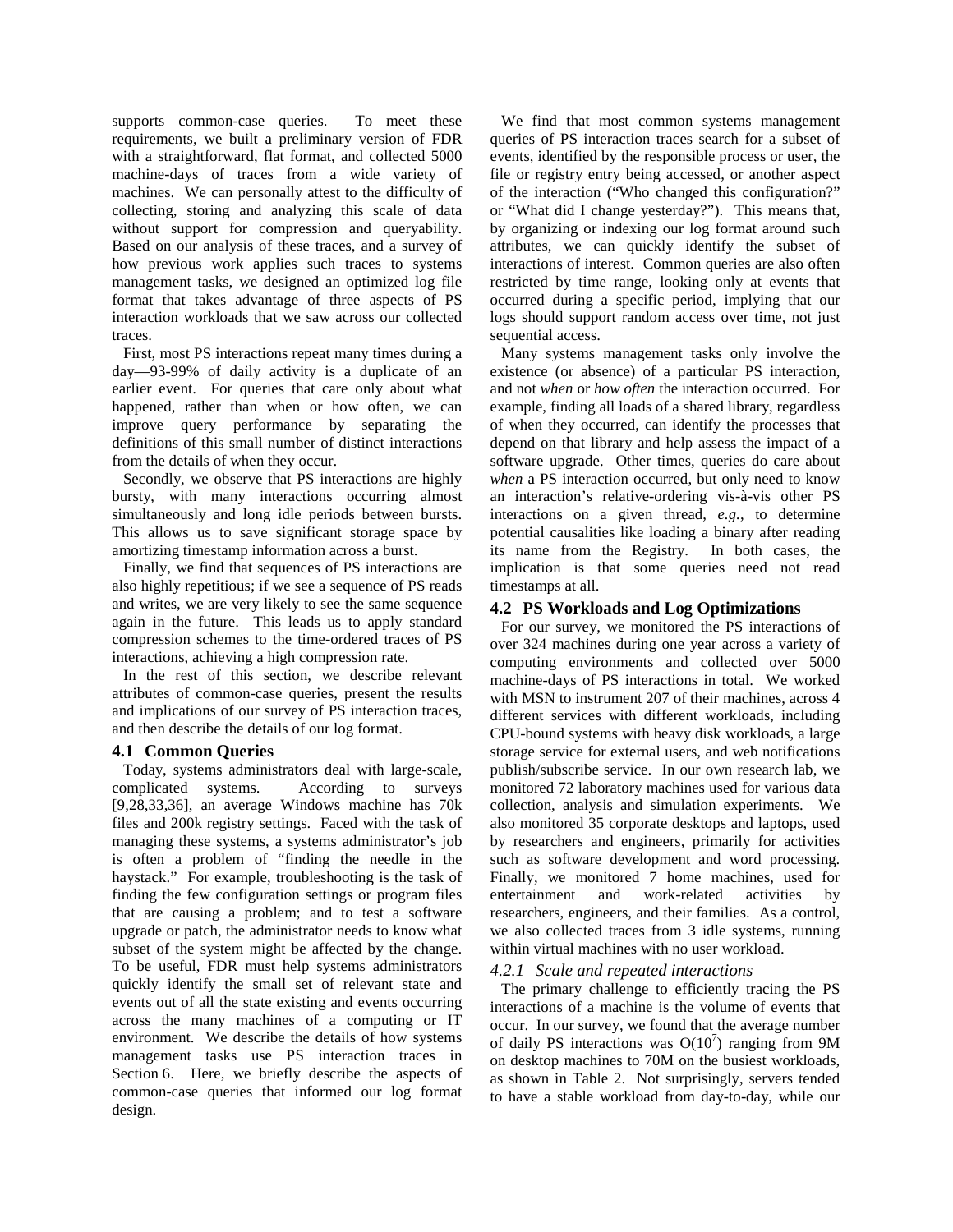supports common-case queries. To meet these requirements, we built a preliminary version of FDR with a straightforward, flat format, and collected 5000 machine-days of traces from a wide variety of machines. We can personally attest to the difficulty of collecting, storing and analyzing this scale of data without support for compression and queryability. Based on our analysis of these traces, and a survey of how previous work applies such traces to systems management tasks, we designed an optimized log file format that takes advantage of three aspects of PS interaction workloads that we saw across our collected traces.

First, most PS interactions repeat many times during a day—93-99% of daily activity is a duplicate of an earlier event. For queries that care only about what happened, rather than when or how often, we can improve query performance by separating the definitions of this small number of distinct interactions from the details of when they occur.

Secondly, we observe that PS interactions are highly bursty, with many interactions occurring almost simultaneously and long idle periods between bursts. This allows us to save significant storage space by amortizing timestamp information across a burst.

Finally, we find that sequences of PS interactions are also highly repetitious; if we see a sequence of PS reads and writes, we are very likely to see the same sequence again in the future. This leads us to apply standard compression schemes to the time-ordered traces of PS interactions, achieving a high compression rate.

In the rest of this section, we describe relevant attributes of common-case queries, present the results and implications of our survey of PS interaction traces, and then describe the details of our log format.

### 4.1 Common Queries

Today, systems administrators deal with large-scale, complicated systems. According to surveys [9,28,33,36], an average Windows machine has 70k files and 200k registry settings. Faced with the task of managing these systems, a systems administrator's job is often a problem of "finding the needle in the haystack." For example, troubleshooting is the task of finding the few configuration settings or program files that are causing a problem; and to test a software upgrade or patch, the administrator needs to know what subset of the system might be affected by the change. To be useful, FDR must help systems administrators quickly identify the small set of relevant state and events out of all the state existing and events occurring across the many machines of a computing or IT environment. We describe the details of how systems management tasks use PS interaction traces in Section 6. Here, we briefly describe the aspects of common-case queries that informed our log format design.

We find that most common systems management queries of PS interaction traces search for a subset of events, identified by the responsible process or user, the file or registry entry being accessed, or another aspect of the interaction ("Who changed this configuration?" or "What did I change yesterday?"). This means that, by organizing or indexing our log format around such attributes, we can quickly identify the subset of interactions of interest. Common queries are also often restricted by time range, looking only at events that occurred during a specific period, implying that our logs should support random access over time, not just sequential access.

Many systems management tasks only involve the existence (or absence) of a particular PS interaction, and not *when* or *how often* the interaction occurred. For example, finding all loads of a shared library, regardless of when they occurred, can identify the processes that depend on that library and help assess the impact of a software upgrade. Other times, queries do care about *when* a PS interaction occurred, but only need to know an interaction's relative-ordering vis-à-vis other PS interactions on a given thread, *e.g.*, to determine potential causalities like loading a binary after reading its name from the Registry. In both cases, the implication is that some queries need not read timestamps at all.

### 4.2 PS Workloads and Log Optimizations

For our survey, we monitored the PS interactions of over 324 machines during one year across a variety of computing environments and collected over 5000 machine-days of PS interactions in total. We worked with MSN to instrument 207 of their machines, across 4 different services with different workloads, including CPU-bound systems with heavy disk workloads, a large storage service for external users, and web notifications publish/subscribe service. In our own research lab, we monitored 72 laboratory machines used for various data collection, analysis and simulation experiments. We also monitored 35 corporate desktops and laptops, used by researchers and engineers, primarily for activities such as software development and word processing. Finally, we monitored 7 home machines, used for entertainment and work-related activities by researchers, engineers, and their families. As a control, we also collected traces from 3 idle systems, running within virtual machines with no user workload.

#### *4.2.1 Scale and repeated interactions*

The primary challenge to efficiently tracing the PS interactions of a machine is the volume of events that occur. In our survey, we found that the average number of daily PS interactions was $O(10^7)$ ranging from 9M on desktop machines to 70M on the busiest workloads, as shown in Table 2. Not surprisingly, servers tended to have a stable workload from day-to-day, while our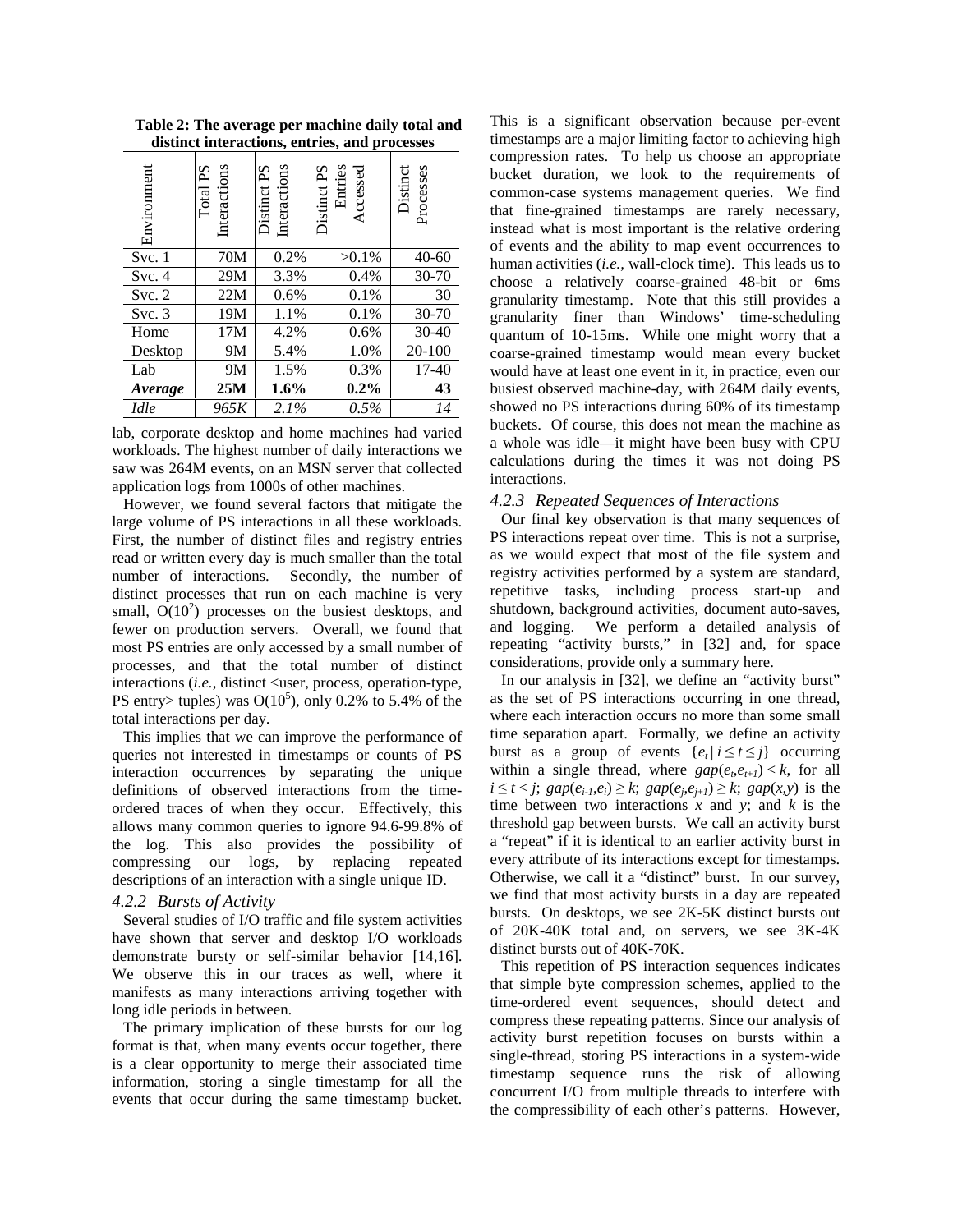**Table 2: The average per machine daily total and distinct interactions, entries, and processes**

| Environment | Total PS Interactions | Distinct PS Interactions | Distinct PS Entries Accessed | Distinct Processes |
|---|---|---|---|---|
| Svc. 1 | 70M | 0.2% | >0.1% | 40-60 |
| Svc. 4 | 29M | 3.3% | 0.4% | 30-70 |
| Svc. 2 | 22M | 0.6% | 0.1% | 30 |
| Svc. 3 | 19M | 1.1% | 0.1% | 30-70 |
| Home | 17M | 4.2% | 0.6% | 30-40 |
| Desktop | 9M | 5.4% | 1.0% | 20-100 |
| Lab | 9M | 1.5% | 0.3% | 17-40 |
| ***Average*** | **25M** | **1.6%** | **0.2%** | **43** |
| *Idle* | *965K* | *2.1%* | *0.5%* | *14* |

lab, corporate desktop and home machines had varied workloads. The highest number of daily interactions we saw was 264M events, on an MSN server that collected application logs from 1000s of other machines.

However, we found several factors that mitigate the large volume of PS interactions in all these workloads. First, the number of distinct files and registry entries read or written every day is much smaller than the total number of interactions. Secondly, the number of distinct processes that run on each machine is very small, $O(10^2)$ processes on the busiest desktops, and fewer on production servers. Overall, we found that most PS entries are only accessed by a small number of processes, and that the total number of distinct interactions (*i.e.*, distinct <user, process, operation-type, PS entry> tuples) was $O(10^5)$, only 0.2% to 5.4% of the total interactions per day.

This implies that we can improve the performance of queries not interested in timestamps or counts of PS interaction occurrences by separating the unique definitions of observed interactions from the time-ordered traces of when they occur. Effectively, this allows many common queries to ignore 94.6-99.8% of the log. This also provides the possibility of compressing our logs, by replacing repeated descriptions of an interaction with a single unique ID.

### *4.2.2 Bursts of Activity*

Several studies of I/O traffic and file system activities have shown that server and desktop I/O workloads demonstrate bursty or self-similar behavior [14,16]. We observe this in our traces as well, where it manifests as many interactions arriving together with long idle periods in between.

The primary implication of these bursts for our log format is that, when many events occur together, there is a clear opportunity to merge their associated time information, storing a single timestamp for all the events that occur during the same timestamp bucket. This is a significant observation because per-event timestamps are a major limiting factor to achieving high compression rates. To help us choose an appropriate bucket duration, we look to the requirements of common-case systems management queries. We find that fine-grained timestamps are rarely necessary, instead what is most important is the relative ordering of events and the ability to map event occurrences to human activities (*i.e.*, wall-clock time). This leads us to choose a relatively coarse-grained 48-bit or 6ms granularity timestamp. Note that this still provides a granularity finer than Windows' time-scheduling quantum of 10-15ms. While one might worry that a coarse-grained timestamp would mean every bucket would have at least one event in it, in practice, even our busiest observed machine-day, with 264M daily events, showed no PS interactions during 60% of its timestamp buckets. Of course, this does not mean the machine as a whole was idle—it might have been busy with CPU calculations during the times it was not doing PS interactions.

### *4.2.3 Repeated Sequences of Interactions*

Our final key observation is that many sequences of PS interactions repeat over time. This is not a surprise, as we would expect that most of the file system and registry activities performed by a system are standard, repetitive tasks, including process start-up and shutdown, background activities, document auto-saves, and logging. We perform a detailed analysis of repeating "activity bursts," in [32] and, for space considerations, provide only a summary here.

In our analysis in [32], we define an "activity burst" as the set of PS interactions occurring in one thread, where each interaction occurs no more than some small time separation apart. Formally, we define an activity burst as a group of events $\{e_t \mid i \leq t \leq j\}$ occurring within a single thread, where $gap(e_t,e_{t+1}) < k$, for all $i \leq t < j$; $gap(e_{i-1},e_i) \geq k$; $gap(e_j,e_{j+1}) \geq k$; $gap(x,y)$ is the time between two interactions $x$ and $y$; and $k$ is the threshold gap between bursts. We call an activity burst a "repeat" if it is identical to an earlier activity burst in every attribute of its interactions except for timestamps. Otherwise, we call it a "distinct" burst. In our survey, we find that most activity bursts in a day are repeated bursts. On desktops, we see 2K-5K distinct bursts out of 20K-40K total and, on servers, we see 3K-4K distinct bursts out of 40K-70K.

This repetition of PS interaction sequences indicates that simple byte compression schemes, applied to the time-ordered event sequences, should detect and compress these repeating patterns. Since our analysis of activity burst repetition focuses on bursts within a single-thread, storing PS interactions in a system-wide timestamp sequence runs the risk of allowing concurrent I/O from multiple threads to interfere with the compressibility of each other's patterns. However,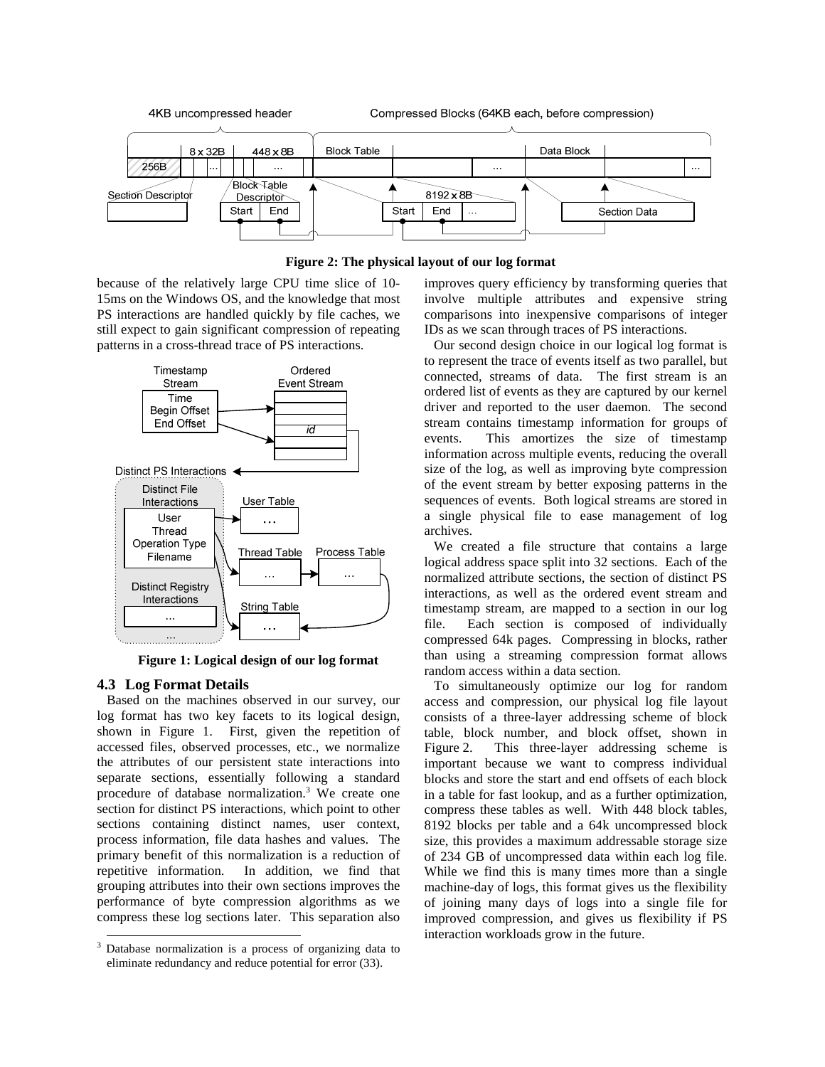**Figure 2: The physical layout of our log format**

because of the relatively large CPU time slice of 10-15ms on the Windows OS, and the knowledge that most PS interactions are handled quickly by file caches, we still expect to gain significant compression of repeating patterns in a cross-thread trace of PS interactions.

**Figure 1: Logical design of our log format**

### 4.3 Log Format Details

Based on the machines observed in our survey, our log format has two key facets to its logical design, shown in Figure 1. First, given the repetition of accessed files, observed processes, etc., we normalize the attributes of our persistent state interactions into separate sections, essentially following a standard procedure of database normalization.[3] We create one section for distinct PS interactions, which point to other sections containing distinct names, user context, process information, file data hashes and values. The primary benefit of this normalization is a reduction of repetitive information. In addition, we find that grouping attributes into their own sections improves the performance of byte compression algorithms as we compress these log sections later. This separation also improves query efficiency by transforming queries that involve multiple attributes and expensive string comparisons into inexpensive comparisons of integer IDs as we scan through traces of PS interactions.

Our second design choice in our logical log format is to represent the trace of events itself as two parallel, but connected, streams of data. The first stream is an ordered list of events as they are captured by our kernel driver and reported to the user daemon. The second stream contains timestamp information for groups of events. This amortizes the size of timestamp information across multiple events, reducing the overall size of the log, as well as improving byte compression of the event stream by better exposing patterns in the sequences of events. Both logical streams are stored in a single physical file to ease management of log archives.

We created a file structure that contains a large logical address space split into 32 sections. Each of the normalized attribute sections, the section of distinct PS interactions, as well as the ordered event stream and timestamp stream, are mapped to a section in our log file. Each section is composed of individually compressed 64k pages. Compressing in blocks, rather than using a streaming compression format allows random access within a data section.

To simultaneously optimize our log for random access and compression, our physical log file layout consists of a three-layer addressing scheme of block table, block number, and block offset, shown in Figure 2. This three-layer addressing scheme is important because we want to compress individual blocks and store the start and end offsets of each block in a table for fast lookup, and as a further optimization, compress these tables as well. With 448 block tables, 8192 blocks per table and a 64k uncompressed block size, this provides a maximum addressable storage size of 234 GB of uncompressed data within each log file. While we find this is many times more than a single machine-day of logs, this format gives us the flexibility of joining many days of logs into a single file for improved compression, and gives us flexibility if PS interaction workloads grow in the future.

[3] Database normalization is a process of organizing data to eliminate redundancy and reduce potential for error (33).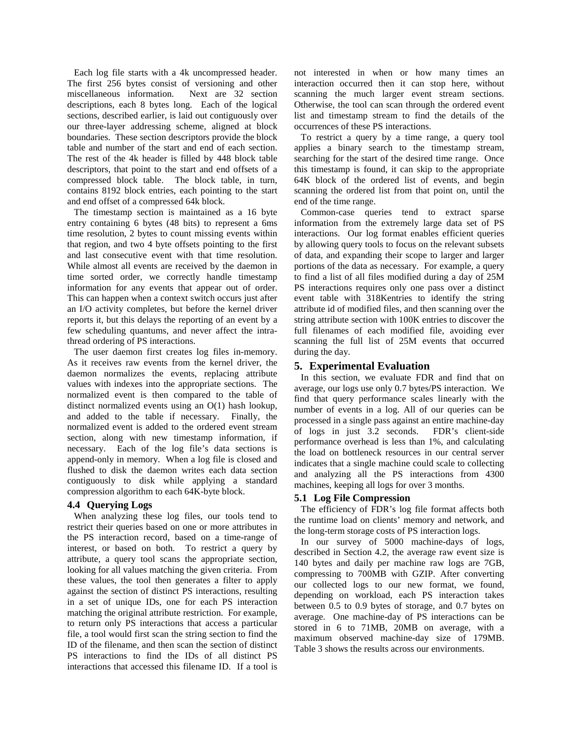Each log file starts with a 4k uncompressed header. The first 256 bytes consist of versioning and other miscellaneous information. Next are 32 section descriptions, each 8 bytes long. Each of the logical sections, described earlier, is laid out contiguously over our three-layer addressing scheme, aligned at block boundaries. These section descriptors provide the block table and number of the start and end of each section. The rest of the 4k header is filled by 448 block table descriptors, that point to the start and end offsets of a compressed block table. The block table, in turn, contains 8192 block entries, each pointing to the start and end offset of a compressed 64k block.

The timestamp section is maintained as a 16 byte entry containing 6 bytes (48 bits) to represent a 6ms time resolution, 2 bytes to count missing events within that region, and two 4 byte offsets pointing to the first and last consecutive event with that time resolution. While almost all events are received by the daemon in time sorted order, we correctly handle timestamp information for any events that appear out of order. This can happen when a context switch occurs just after an I/O activity completes, but before the kernel driver reports it, but this delays the reporting of an event by a few scheduling quantums, and never affect the intra-thread ordering of PS interactions.

The user daemon first creates log files in-memory. As it receives raw events from the kernel driver, the daemon normalizes the events, replacing attribute values with indexes into the appropriate sections. The normalized event is then compared to the table of distinct normalized events using an O(1) hash lookup, and added to the table if necessary. Finally, the normalized event is added to the ordered event stream section, along with new timestamp information, if necessary. Each of the log file's data sections is append-only in memory. When a log file is closed and flushed to disk the daemon writes each data section contiguously to disk while applying a standard compression algorithm to each 64K-byte block.

### 4.4 Querying Logs

When analyzing these log files, our tools tend to restrict their queries based on one or more attributes in the PS interaction record, based on a time-range of interest, or based on both. To restrict a query by attribute, a query tool scans the appropriate section, looking for all values matching the given criteria. From these values, the tool then generates a filter to apply against the section of distinct PS interactions, resulting in a set of unique IDs, one for each PS interaction matching the original attribute restriction. For example, to return only PS interactions that access a particular file, a tool would first scan the string section to find the ID of the filename, and then scan the section of distinct PS interactions to find the IDs of all distinct PS interactions that accessed this filename ID. If a tool is not interested in when or how many times an interaction occurred then it can stop here, without scanning the much larger event stream sections. Otherwise, the tool can scan through the ordered event list and timestamp stream to find the details of the occurrences of these PS interactions.

To restrict a query by a time range, a query tool applies a binary search to the timestamp stream, searching for the start of the desired time range. Once this timestamp is found, it can skip to the appropriate 64K block of the ordered list of events, and begin scanning the ordered list from that point on, until the end of the time range.

Common-case queries tend to extract sparse information from the extremely large data set of PS interactions. Our log format enables efficient queries by allowing query tools to focus on the relevant subsets of data, and expanding their scope to larger and larger portions of the data as necessary. For example, a query to find a list of all files modified during a day of 25M PS interactions requires only one pass over a distinct event table with 318Kentries to identify the string attribute id of modified files, and then scanning over the string attribute section with 100K entries to discover the full filenames of each modified file, avoiding ever scanning the full list of 25M events that occurred during the day.

## 5. Experimental Evaluation

In this section, we evaluate FDR and find that on average, our logs use only 0.7 bytes/PS interaction. We find that query performance scales linearly with the number of events in a log. All of our queries can be processed in a single pass against an entire machine-day of logs in just 3.2 seconds. FDR's client-side performance overhead is less than 1%, and calculating the load on bottleneck resources in our central server indicates that a single machine could scale to collecting and analyzing all the PS interactions from 4300 machines, keeping all logs for over 3 months.

### 5.1 Log File Compression

The efficiency of FDR's log file format affects both the runtime load on clients' memory and network, and the long-term storage costs of PS interaction logs.

In our survey of 5000 machine-days of logs, described in Section 4.2, the average raw event size is 140 bytes and daily per machine raw logs are 7GB, compressing to 700MB with GZIP. After converting our collected logs to our new format, we found, depending on workload, each PS interaction takes between 0.5 to 0.9 bytes of storage, and 0.7 bytes on average. One machine-day of PS interactions can be stored in 6 to 71MB, 20MB on average, with a maximum observed machine-day size of 179MB. Table 3 shows the results across our environments.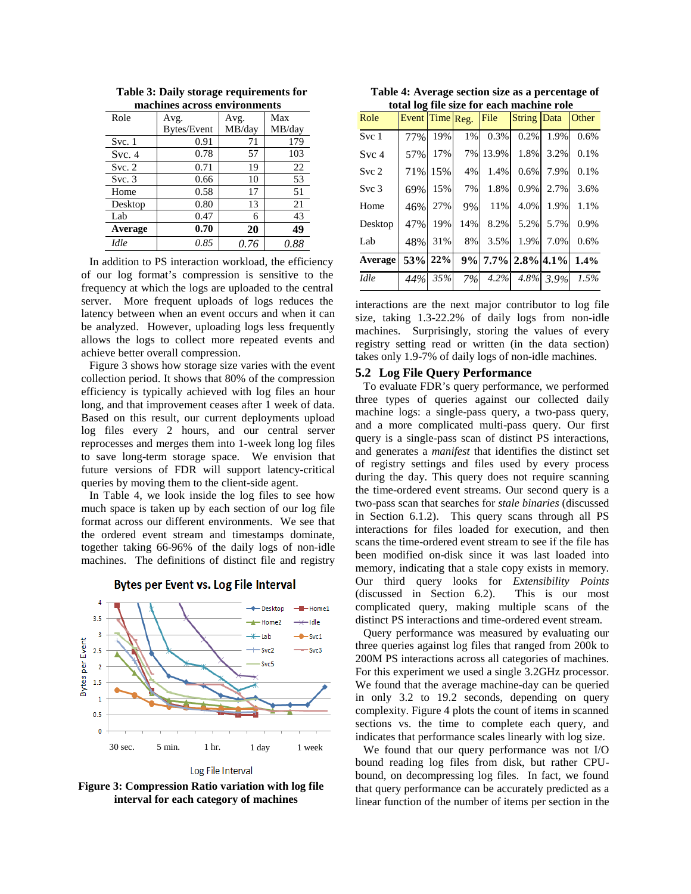**Table 3: Daily storage requirements for machines across environments**

| Role | Avg. Bytes/Event | Avg. MB/day | Max MB/day |
|---|---|---|---|
| Svc. 1 | 0.91 | 71 | 179 |
| Svc. 4 | 0.78 | 57 | 103 |
| Svc. 2 | 0.71 | 19 | 22 |
| Svc. 3 | 0.66 | 10 | 53 |
| Home | 0.58 | 17 | 51 |
| Desktop | 0.80 | 13 | 21 |
| Lab | 0.47 | 6 | 43 |
| **Average** | **0.70** | **20** | **49** |
| *Idle* | *0.85* | *0.76* | *0.88* |

In addition to PS interaction workload, the efficiency of our log format's compression is sensitive to the frequency at which the logs are uploaded to the central server. More frequent uploads of logs reduces the latency between when an event occurs and when it can be analyzed. However, uploading logs less frequently allows the logs to collect more repeated events and achieve better overall compression.

Figure 3 shows how storage size varies with the event collection period. It shows that 80% of the compression efficiency is typically achieved with log files an hour long, and that improvement ceases after 1 week of data. Based on this result, our current deployments upload log files every 2 hours, and our central server reprocesses and merges them into 1-week long log files to save long-term storage space. We envision that future versions of FDR will support latency-critical queries by moving them to the client-side agent.

In Table 4, we look inside the log files to see how much space is taken up by each section of our log file format across our different environments. We see that the ordered event stream and timestamps dominate, together taking 66-96% of the daily logs of non-idle machines. The definitions of distinct file and registry

**Figure 3: Compression Ratio variation with log file interval for each category of machines**

**Table 4: Average section size as a percentage of total log file size for each machine role**

| Role | Event | Time | Reg. | File | String | Data | Other |
|---|---|---|---|---|---|---|---|
| Svc 1 | 77% | 19% | 1% | 0.3% | 0.2% | 1.9% | 0.6% |
| Svc 4 | 57% | 17% | 7% | 13.9% | 1.8% | 3.2% | 0.1% |
| Svc 2 | 71% | 15% | 4% | 1.4% | 0.6% | 7.9% | 0.1% |
| Svc 3 | 69% | 15% | 7% | 1.8% | 0.9% | 2.7% | 3.6% |
| Home | 46% | 27% | 9% | 11% | 4.0% | 1.9% | 1.1% |
| Desktop | 47% | 19% | 14% | 8.2% | 5.2% | 5.7% | 0.9% |
| Lab | 48% | 31% | 8% | 3.5% | 1.9% | 7.0% | 0.6% |
| **Average** | **53%** | **22%** | **9%** | **7.7%** | **2.8%** | **4.1%** | **1.4%** |
| *Idle* | *44%* | *35%* | *7%* | *4.2%* | *4.8%* | *3.9%* | *1.5%* |

interactions are the next major contributor to log file size, taking 1.3-22.2% of daily logs from non-idle machines. Surprisingly, storing the values of every registry setting read or written (in the data section) takes only 1.9-7% of daily logs of non-idle machines.

## 5.2 Log File Query Performance

To evaluate FDR's query performance, we performed three types of queries against our collected daily machine logs: a single-pass query, a two-pass query, and a more complicated multi-pass query. Our first query is a single-pass scan of distinct PS interactions, and generates a *manifest* that identifies the distinct set of registry settings and files used by every process during the day. This query does not require scanning the time-ordered event streams. Our second query is a two-pass scan that searches for *stale binaries* (discussed in Section 6.1.2). This query scans through all PS interactions for files loaded for execution, and then scans the time-ordered event stream to see if the file has been modified on-disk since it was last loaded into memory, indicating that a stale copy exists in memory. Our third query looks for *Extensibility Points* (discussed in Section 6.2). This is our most complicated query, making multiple scans of the distinct PS interactions and time-ordered event stream.

Query performance was measured by evaluating our three queries against log files that ranged from 200k to 200M PS interactions across all categories of machines. For this experiment we used a single 3.2GHz processor. We found that the average machine-day can be queried in only 3.2 to 19.2 seconds, depending on query complexity. Figure 4 plots the count of items in scanned sections vs. the time to complete each query, and indicates that performance scales linearly with log size.

We found that our query performance was not I/O bound reading log files from disk, but rather CPU-bound, on decompressing log files. In fact, we found that query performance can be accurately predicted as a linear function of the number of items per section in the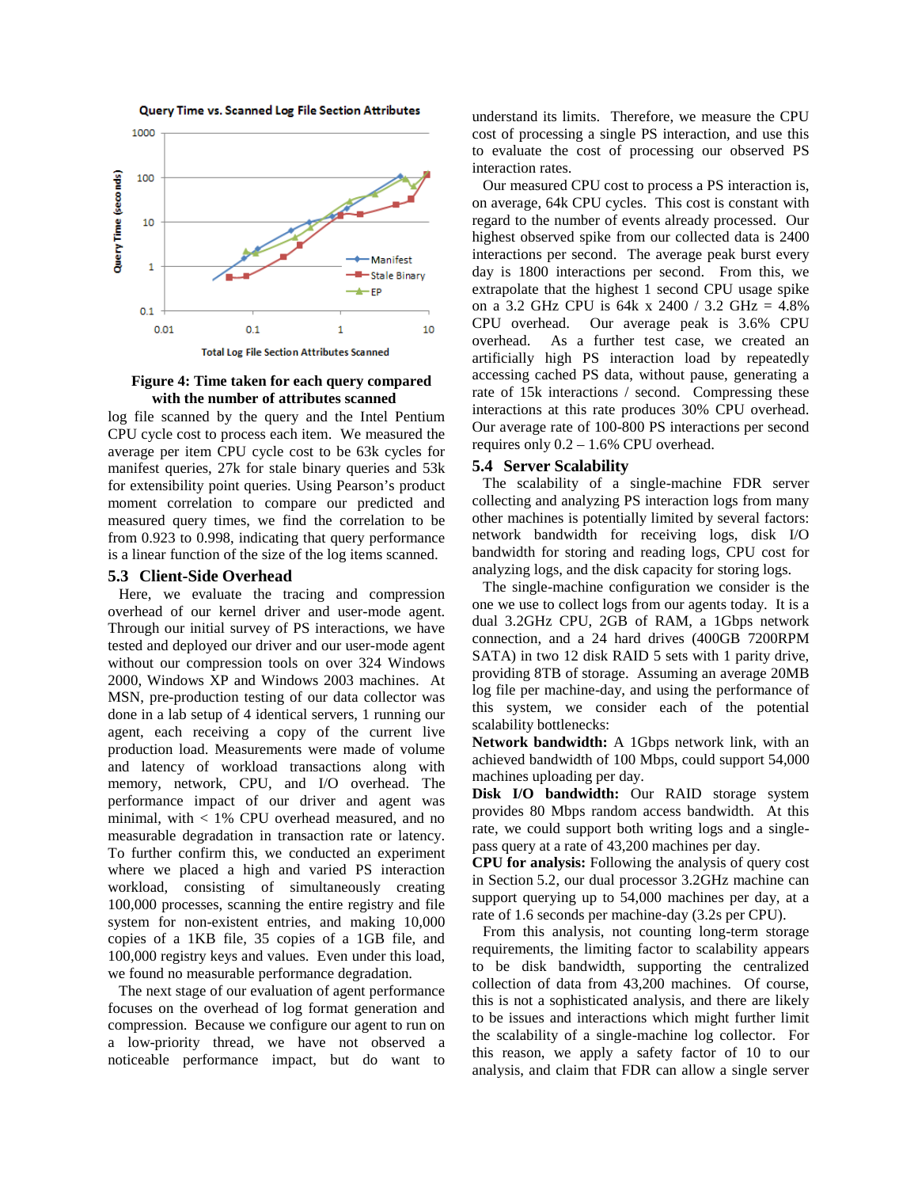Figure 4: Time taken for each query compared with the number of attributes scanned

log file scanned by the query and the Intel Pentium CPU cycle cost to process each item. We measured the average per item CPU cycle cost to be 63k cycles for manifest queries, 27k for stale binary queries and 53k for extensibility point queries. Using Pearson's product moment correlation to compare our predicted and measured query times, we find the correlation to be from 0.923 to 0.998, indicating that query performance is a linear function of the size of the log items scanned.

## 5.3 Client-Side Overhead

Here, we evaluate the tracing and compression overhead of our kernel driver and user-mode agent. Through our initial survey of PS interactions, we have tested and deployed our driver and our user-mode agent without our compression tools on over 324 Windows 2000, Windows XP and Windows 2003 machines. At MSN, pre-production testing of our data collector was done in a lab setup of 4 identical servers, 1 running our agent, each receiving a copy of the current live production load. Measurements were made of volume and latency of workload transactions along with memory, network, CPU, and I/O overhead. The performance impact of our driver and agent was minimal, with < 1% CPU overhead measured, and no measurable degradation in transaction rate or latency. To further confirm this, we conducted an experiment where we placed a high and varied PS interaction workload, consisting of simultaneously creating 100,000 processes, scanning the entire registry and file system for non-existent entries, and making 10,000 copies of a 1KB file, 35 copies of a 1GB file, and 100,000 registry keys and values. Even under this load, we found no measurable performance degradation.

The next stage of our evaluation of agent performance focuses on the overhead of log format generation and compression. Because we configure our agent to run on a low-priority thread, we have not observed a noticeable performance impact, but do want to understand its limits. Therefore, we measure the CPU cost of processing a single PS interaction, and use this to evaluate the cost of processing our observed PS interaction rates.

Our measured CPU cost to process a PS interaction is, on average, 64k CPU cycles. This cost is constant with regard to the number of events already processed. Our highest observed spike from our collected data is 2400 interactions per second. The average peak burst every day is 1800 interactions per second. From this, we extrapolate that the highest 1 second CPU usage spike on a 3.2 GHz CPU is 64k x 2400 / 3.2 GHz = 4.8% CPU overhead. Our average peak is 3.6% CPU overhead. As a further test case, we created an artificially high PS interaction load by repeatedly accessing cached PS data, without pause, generating a rate of 15k interactions / second. Compressing these interactions at this rate produces 30% CPU overhead. Our average rate of 100-800 PS interactions per second requires only 0.2 – 1.6% CPU overhead.

## 5.4 Server Scalability

The scalability of a single-machine FDR server collecting and analyzing PS interaction logs from many other machines is potentially limited by several factors: network bandwidth for receiving logs, disk I/O bandwidth for storing and reading logs, CPU cost for analyzing logs, and the disk capacity for storing logs.

The single-machine configuration we consider is the one we use to collect logs from our agents today. It is a dual 3.2GHz CPU, 2GB of RAM, a 1Gbps network connection, and a 24 hard drives (400GB 7200RPM SATA) in two 12 disk RAID 5 sets with 1 parity drive, providing 8TB of storage. Assuming an average 20MB log file per machine-day, and using the performance of this system, we consider each of the potential scalability bottlenecks:

**Network bandwidth:** A 1Gbps network link, with an achieved bandwidth of 100 Mbps, could support 54,000 machines uploading per day.

**Disk I/O bandwidth:** Our RAID storage system provides 80 Mbps random access bandwidth. At this rate, we could support both writing logs and a single-pass query at a rate of 43,200 machines per day.

**CPU for analysis:** Following the analysis of query cost in Section 5.2, our dual processor 3.2GHz machine can support querying up to 54,000 machines per day, at a rate of 1.6 seconds per machine-day (3.2s per CPU).

From this analysis, not counting long-term storage requirements, the limiting factor to scalability appears to be disk bandwidth, supporting the centralized collection of data from 43,200 machines. Of course, this is not a sophisticated analysis, and there are likely to be issues and interactions which might further limit the scalability of a single-machine log collector. For this reason, we apply a safety factor of 10 to our analysis, and claim that FDR can allow a single server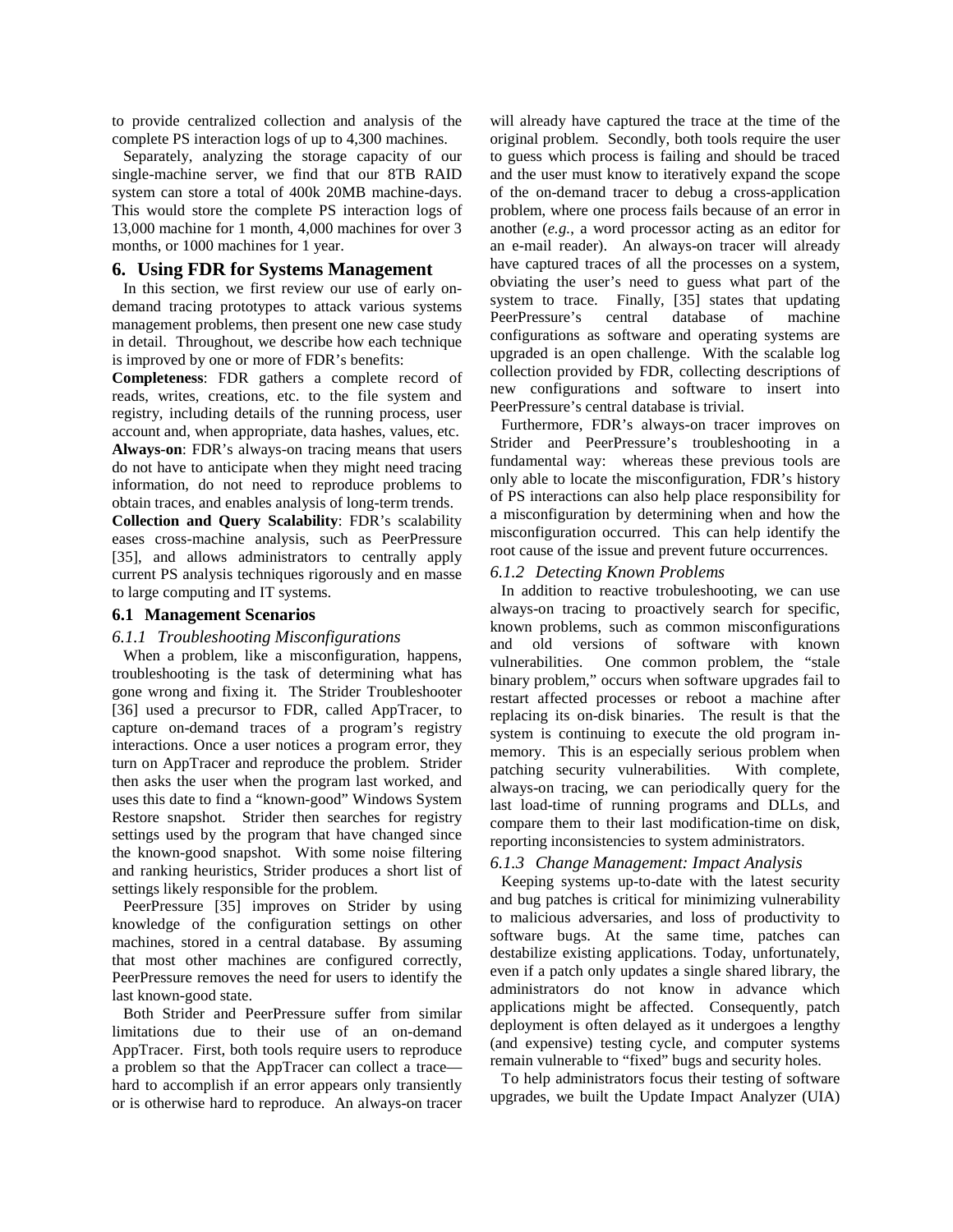to provide centralized collection and analysis of the complete PS interaction logs of up to 4,300 machines.

Separately, analyzing the storage capacity of our single-machine server, we find that our 8TB RAID system can store a total of 400k 20MB machine-days. This would store the complete PS interaction logs of 13,000 machine for 1 month, 4,000 machines for over 3 months, or 1000 machines for 1 year.

## 6. Using FDR for Systems Management

In this section, we first review our use of early on-demand tracing prototypes to attack various systems management problems, then present one new case study in detail. Throughout, we describe how each technique is improved by one or more of FDR's benefits:

**Completeness**: FDR gathers a complete record of reads, writes, creations, etc. to the file system and registry, including details of the running process, user account and, when appropriate, data hashes, values, etc.

**Always-on**: FDR's always-on tracing means that users do not have to anticipate when they might need tracing information, do not need to reproduce problems to obtain traces, and enables analysis of long-term trends.

**Collection and Query Scalability**: FDR's scalability eases cross-machine analysis, such as PeerPressure [35], and allows administrators to centrally apply current PS analysis techniques rigorously and en masse to large computing and IT systems.

### 6.1 Management Scenarios

#### *6.1.1 Troubleshooting Misconfigurations*

When a problem, like a misconfiguration, happens, troubleshooting is the task of determining what has gone wrong and fixing it. The Strider Troubleshooter [36] used a precursor to FDR, called AppTracer, to capture on-demand traces of a program's registry interactions. Once a user notices a program error, they turn on AppTracer and reproduce the problem. Strider then asks the user when the program last worked, and uses this date to find a "known-good" Windows System Restore snapshot. Strider then searches for registry settings used by the program that have changed since the known-good snapshot. With some noise filtering and ranking heuristics, Strider produces a short list of settings likely responsible for the problem.

PeerPressure [35] improves on Strider by using knowledge of the configuration settings on other machines, stored in a central database. By assuming that most other machines are configured correctly, PeerPressure removes the need for users to identify the last known-good state.

Both Strider and PeerPressure suffer from similar limitations due to their use of an on-demand AppTracer. First, both tools require users to reproduce a problem so that the AppTracer can collect a trace—hard to accomplish if an error appears only transiently or is otherwise hard to reproduce. An always-on tracer will already have captured the trace at the time of the original problem. Secondly, both tools require the user to guess which process is failing and should be traced and the user must know to iteratively expand the scope of the on-demand tracer to debug a cross-application problem, where one process fails because of an error in another (*e.g.*, a word processor acting as an editor for an e-mail reader). An always-on tracer will already have captured traces of all the processes on a system, obviating the user's need to guess what part of the system to trace. Finally, [35] states that updating PeerPressure's central database of machine configurations as software and operating systems are upgraded is an open challenge. With the scalable log collection provided by FDR, collecting descriptions of new configurations and software to insert into PeerPressure's central database is trivial.

Furthermore, FDR's always-on tracer improves on Strider and PeerPressure's troubleshooting in a fundamental way: whereas these previous tools are only able to locate the misconfiguration, FDR's history of PS interactions can also help place responsibility for a misconfiguration by determining when and how the misconfiguration occurred. This can help identify the root cause of the issue and prevent future occurrences.

#### *6.1.2 Detecting Known Problems*

In addition to reactive trobuleshooting, we can use always-on tracing to proactively search for specific, known problems, such as common misconfigurations and old versions of software with known vulnerabilities. One common problem, the "stale binary problem," occurs when software upgrades fail to restart affected processes or reboot a machine after replacing its on-disk binaries. The result is that the system is continuing to execute the old program in-memory. This is an especially serious problem when patching security vulnerabilities. With complete, always-on tracing, we can periodically query for the last load-time of running programs and DLLs, and compare them to their last modification-time on disk, reporting inconsistencies to system administrators.

#### *6.1.3 Change Management: Impact Analysis*

Keeping systems up-to-date with the latest security and bug patches is critical for minimizing vulnerability to malicious adversaries, and loss of productivity to software bugs. At the same time, patches can destabilize existing applications. Today, unfortunately, even if a patch only updates a single shared library, the administrators do not know in advance which applications might be affected. Consequently, patch deployment is often delayed as it undergoes a lengthy (and expensive) testing cycle, and computer systems remain vulnerable to "fixed" bugs and security holes.

To help administrators focus their testing of software upgrades, we built the Update Impact Analyzer (UIA)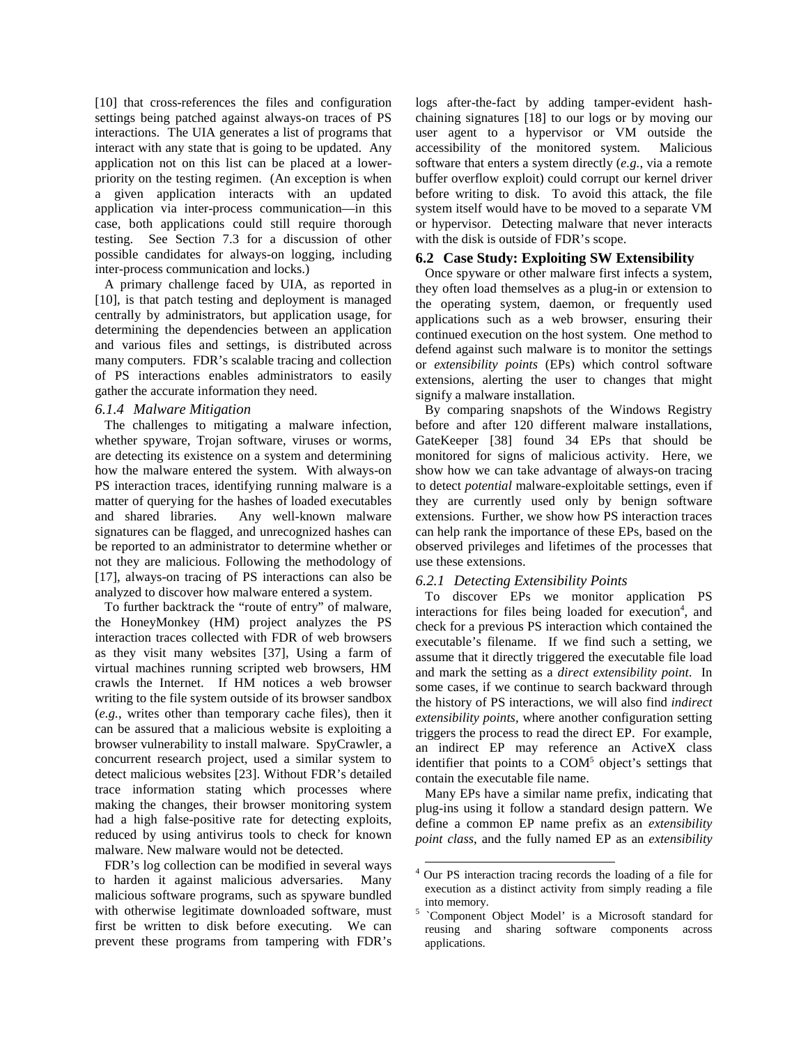[10] that cross-references the files and configuration settings being patched against always-on traces of PS interactions. The UIA generates a list of programs that interact with any state that is going to be updated. Any application not on this list can be placed at a lower-priority on the testing regimen. (An exception is when a given application interacts with an updated application via inter-process communication—in this case, both applications could still require thorough testing. See Section 7.3 for a discussion of other possible candidates for always-on logging, including inter-process communication and locks.)

A primary challenge faced by UIA, as reported in [10], is that patch testing and deployment is managed centrally by administrators, but application usage, for determining the dependencies between an application and various files and settings, is distributed across many computers. FDR's scalable tracing and collection of PS interactions enables administrators to easily gather the accurate information they need.

#### 6.1.4 Malware Mitigation

The challenges to mitigating a malware infection, whether spyware, Trojan software, viruses or worms, are detecting its existence on a system and determining how the malware entered the system. With always-on PS interaction traces, identifying running malware is a matter of querying for the hashes of loaded executables and shared libraries. Any well-known malware signatures can be flagged, and unrecognized hashes can be reported to an administrator to determine whether or not they are malicious. Following the methodology of [17], always-on tracing of PS interactions can also be analyzed to discover how malware entered a system.

To further backtrack the "route of entry" of malware, the HoneyMonkey (HM) project analyzes the PS interaction traces collected with FDR of web browsers as they visit many websites [37], Using a farm of virtual machines running scripted web browsers, HM crawls the Internet. If HM notices a web browser writing to the file system outside of its browser sandbox (*e.g.*, writes other than temporary cache files), then it can be assured that a malicious website is exploiting a browser vulnerability to install malware. SpyCrawler, a concurrent research project, used a similar system to detect malicious websites [23]. Without FDR's detailed trace information stating which processes where making the changes, their browser monitoring system had a high false-positive rate for detecting exploits, reduced by using antivirus tools to check for known malware. New malware would not be detected.

FDR's log collection can be modified in several ways to harden it against malicious adversaries. Many malicious software programs, such as spyware bundled with otherwise legitimate downloaded software, must first be written to disk before executing. We can prevent these programs from tampering with FDR's logs after-the-fact by adding tamper-evident hash-chaining signatures [18] to our logs or by moving our user agent to a hypervisor or VM outside the accessibility of the monitored system. Malicious software that enters a system directly (*e.g.*, via a remote buffer overflow exploit) could corrupt our kernel driver before writing to disk. To avoid this attack, the file system itself would have to be moved to a separate VM or hypervisor. Detecting malware that never interacts with the disk is outside of FDR's scope.

### 6.2 Case Study: Exploiting SW Extensibility

Once spyware or other malware first infects a system, they often load themselves as a plug-in or extension to the operating system, daemon, or frequently used applications such as a web browser, ensuring their continued execution on the host system. One method to defend against such malware is to monitor the settings or *extensibility points* (EPs) which control software extensions, alerting the user to changes that might signify a malware installation.

By comparing snapshots of the Windows Registry before and after 120 different malware installations, GateKeeper [38] found 34 EPs that should be monitored for signs of malicious activity. Here, we show how we can take advantage of always-on tracing to detect *potential* malware-exploitable settings, even if they are currently used only by benign software extensions. Further, we show how PS interaction traces can help rank the importance of these EPs, based on the observed privileges and lifetimes of the processes that use these extensions.

#### 6.2.1 Detecting Extensibility Points

To discover EPs we monitor application PS interactions for files being loaded for execution[4], and check for a previous PS interaction which contained the executable's filename. If we find such a setting, we assume that it directly triggered the executable file load and mark the setting as a *direct extensibility point*. In some cases, if we continue to search backward through the history of PS interactions, we will also find *indirect extensibility points*, where another configuration setting triggers the process to read the direct EP. For example, an indirect EP may reference an ActiveX class identifier that points to a COM[5] object's settings that contain the executable file name.

Many EPs have a similar name prefix, indicating that plug-ins using it follow a standard design pattern. We define a common EP name prefix as an *extensibility point class*, and the fully named EP as an *extensibility*

[4] Our PS interaction tracing records the loading of a file for execution as a distinct activity from simply reading a file into memory.

[5] `Component Object Model' is a Microsoft standard for reusing and sharing software components across applications.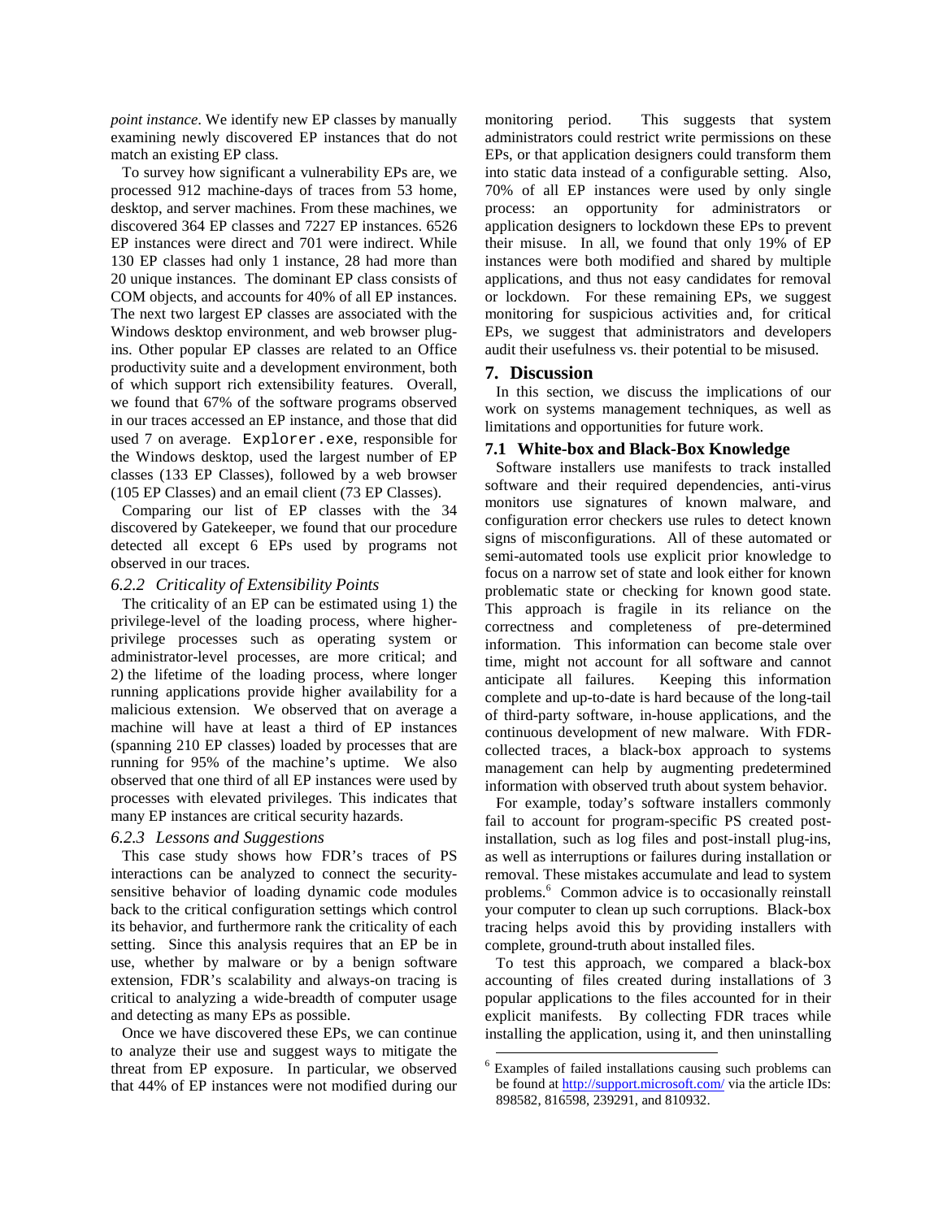*point instance*. We identify new EP classes by manually examining newly discovered EP instances that do not match an existing EP class.

To survey how significant a vulnerability EPs are, we processed 912 machine-days of traces from 53 home, desktop, and server machines. From these machines, we discovered 364 EP classes and 7227 EP instances. 6526 EP instances were direct and 701 were indirect. While 130 EP classes had only 1 instance, 28 had more than 20 unique instances. The dominant EP class consists of COM objects, and accounts for 40% of all EP instances. The next two largest EP classes are associated with the Windows desktop environment, and web browser plug-ins. Other popular EP classes are related to an Office productivity suite and a development environment, both of which support rich extensibility features. Overall, we found that 67% of the software programs observed in our traces accessed an EP instance, and those that did used 7 on average. `Explorer.exe`, responsible for the Windows desktop, used the largest number of EP classes (133 EP Classes), followed by a web browser (105 EP Classes) and an email client (73 EP Classes).

Comparing our list of EP classes with the 34 discovered by Gatekeeper, we found that our procedure detected all except 6 EPs used by programs not observed in our traces.

### *6.2.2 Criticality of Extensibility Points*

The criticality of an EP can be estimated using 1) the privilege-level of the loading process, where higher-privilege processes such as operating system or administrator-level processes, are more critical; and 2) the lifetime of the loading process, where longer running applications provide higher availability for a malicious extension. We observed that on average a machine will have at least a third of EP instances (spanning 210 EP classes) loaded by processes that are running for 95% of the machine's uptime. We also observed that one third of all EP instances were used by processes with elevated privileges. This indicates that many EP instances are critical security hazards.

### *6.2.3 Lessons and Suggestions*

This case study shows how FDR's traces of PS interactions can be analyzed to connect the security-sensitive behavior of loading dynamic code modules back to the critical configuration settings which control its behavior, and furthermore rank the criticality of each setting. Since this analysis requires that an EP be in use, whether by malware or by a benign software extension, FDR's scalability and always-on tracing is critical to analyzing a wide-breadth of computer usage and detecting as many EPs as possible.

Once we have discovered these EPs, we can continue to analyze their use and suggest ways to mitigate the threat from EP exposure. In particular, we observed that 44% of EP instances were not modified during our monitoring period. This suggests that system administrators could restrict write permissions on these EPs, or that application designers could transform them into static data instead of a configurable setting. Also, 70% of all EP instances were used by only single process: an opportunity for administrators or application designers to lockdown these EPs to prevent their misuse. In all, we found that only 19% of EP instances were both modified and shared by multiple applications, and thus not easy candidates for removal or lockdown. For these remaining EPs, we suggest monitoring for suspicious activities and, for critical EPs, we suggest that administrators and developers audit their usefulness vs. their potential to be misused.

## 7. Discussion

In this section, we discuss the implications of our work on systems management techniques, as well as limitations and opportunities for future work.

### 7.1 White-box and Black-Box Knowledge

Software installers use manifests to track installed software and their required dependencies, anti-virus monitors use signatures of known malware, and configuration error checkers use rules to detect known signs of misconfigurations. All of these automated or semi-automated tools use explicit prior knowledge to focus on a narrow set of state and look either for known problematic state or checking for known good state. This approach is fragile in its reliance on the correctness and completeness of pre-determined information. This information can become stale over time, might not account for all software and cannot anticipate all failures. Keeping this information complete and up-to-date is hard because of the long-tail of third-party software, in-house applications, and the continuous development of new malware. With FDR-collected traces, a black-box approach to systems management can help by augmenting predetermined information with observed truth about system behavior.

For example, today's software installers commonly fail to account for program-specific PS created post-installation, such as log files and post-install plug-ins, as well as interruptions or failures during installation or removal. These mistakes accumulate and lead to system problems.[6] Common advice is to occasionally reinstall your computer to clean up such corruptions. Black-box tracing helps avoid this by providing installers with complete, ground-truth about installed files.

To test this approach, we compared a black-box accounting of files created during installations of 3 popular applications to the files accounted for in their explicit manifests. By collecting FDR traces while installing the application, using it, and then uninstalling

[6] Examples of failed installations causing such problems can be found at http://support.microsoft.com/ via the article IDs: 898582, 816598, 239291, and 810932.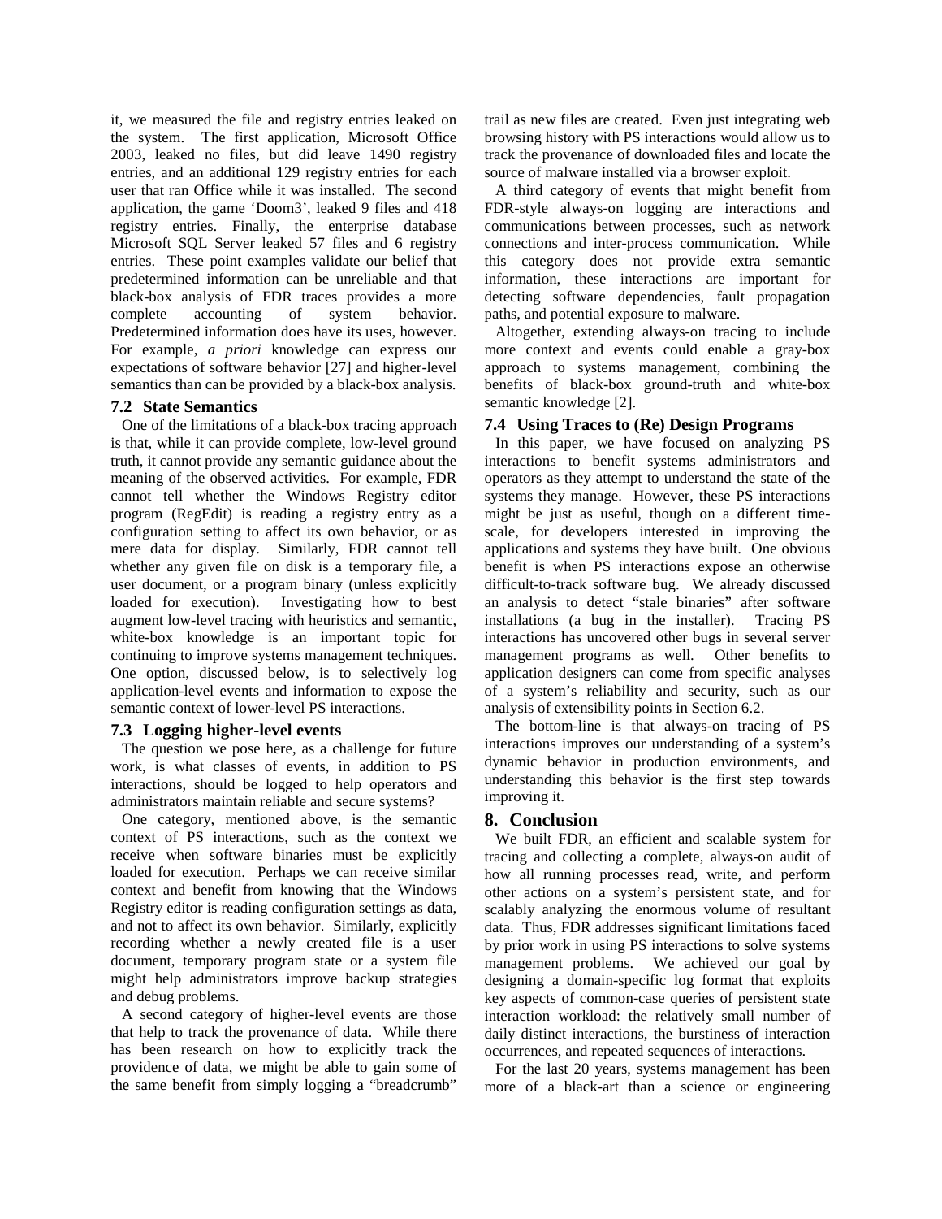it, we measured the file and registry entries leaked on the system. The first application, Microsoft Office 2003, leaked no files, but did leave 1490 registry entries, and an additional 129 registry entries for each user that ran Office while it was installed. The second application, the game 'Doom3', leaked 9 files and 418 registry entries. Finally, the enterprise database Microsoft SQL Server leaked 57 files and 6 registry entries. These point examples validate our belief that predetermined information can be unreliable and that black-box analysis of FDR traces provides a more complete accounting of system behavior. Predetermined information does have its uses, however. For example, *a priori* knowledge can express our expectations of software behavior [27] and higher-level semantics than can be provided by a black-box analysis.

### 7.2 State Semantics

One of the limitations of a black-box tracing approach is that, while it can provide complete, low-level ground truth, it cannot provide any semantic guidance about the meaning of the observed activities. For example, FDR cannot tell whether the Windows Registry editor program (RegEdit) is reading a registry entry as a configuration setting to affect its own behavior, or as mere data for display. Similarly, FDR cannot tell whether any given file on disk is a temporary file, a user document, or a program binary (unless explicitly loaded for execution). Investigating how to best augment low-level tracing with heuristics and semantic, white-box knowledge is an important topic for continuing to improve systems management techniques. One option, discussed below, is to selectively log application-level events and information to expose the semantic context of lower-level PS interactions.

### 7.3 Logging higher-level events

The question we pose here, as a challenge for future work, is what classes of events, in addition to PS interactions, should be logged to help operators and administrators maintain reliable and secure systems?

One category, mentioned above, is the semantic context of PS interactions, such as the context we receive when software binaries must be explicitly loaded for execution. Perhaps we can receive similar context and benefit from knowing that the Windows Registry editor is reading configuration settings as data, and not to affect its own behavior. Similarly, explicitly recording whether a newly created file is a user document, temporary program state or a system file might help administrators improve backup strategies and debug problems.

A second category of higher-level events are those that help to track the provenance of data. While there has been research on how to explicitly track the providence of data, we might be able to gain some of the same benefit from simply logging a "breadcrumb" trail as new files are created. Even just integrating web browsing history with PS interactions would allow us to track the provenance of downloaded files and locate the source of malware installed via a browser exploit.

A third category of events that might benefit from FDR-style always-on logging are interactions and communications between processes, such as network connections and inter-process communication. While this category does not provide extra semantic information, these interactions are important for detecting software dependencies, fault propagation paths, and potential exposure to malware.

Altogether, extending always-on tracing to include more context and events could enable a gray-box approach to systems management, combining the benefits of black-box ground-truth and white-box semantic knowledge [2].

### 7.4 Using Traces to (Re) Design Programs

In this paper, we have focused on analyzing PS interactions to benefit systems administrators and operators as they attempt to understand the state of the systems they manage. However, these PS interactions might be just as useful, though on a different time-scale, for developers interested in improving the applications and systems they have built. One obvious benefit is when PS interactions expose an otherwise difficult-to-track software bug. We already discussed an analysis to detect "stale binaries" after software installations (a bug in the installer). Tracing PS interactions has uncovered other bugs in several server management programs as well. Other benefits to application designers can come from specific analyses of a system's reliability and security, such as our analysis of extensibility points in Section 6.2.

The bottom-line is that always-on tracing of PS interactions improves our understanding of a system's dynamic behavior in production environments, and understanding this behavior is the first step towards improving it.

## 8. Conclusion

We built FDR, an efficient and scalable system for tracing and collecting a complete, always-on audit of how all running processes read, write, and perform other actions on a system's persistent state, and for scalably analyzing the enormous volume of resultant data. Thus, FDR addresses significant limitations faced by prior work in using PS interactions to solve systems management problems. We achieved our goal by designing a domain-specific log format that exploits key aspects of common-case queries of persistent state interaction workload: the relatively small number of daily distinct interactions, the burstiness of interaction occurrences, and repeated sequences of interactions.

For the last 20 years, systems management has been more of a black-art than a science or engineering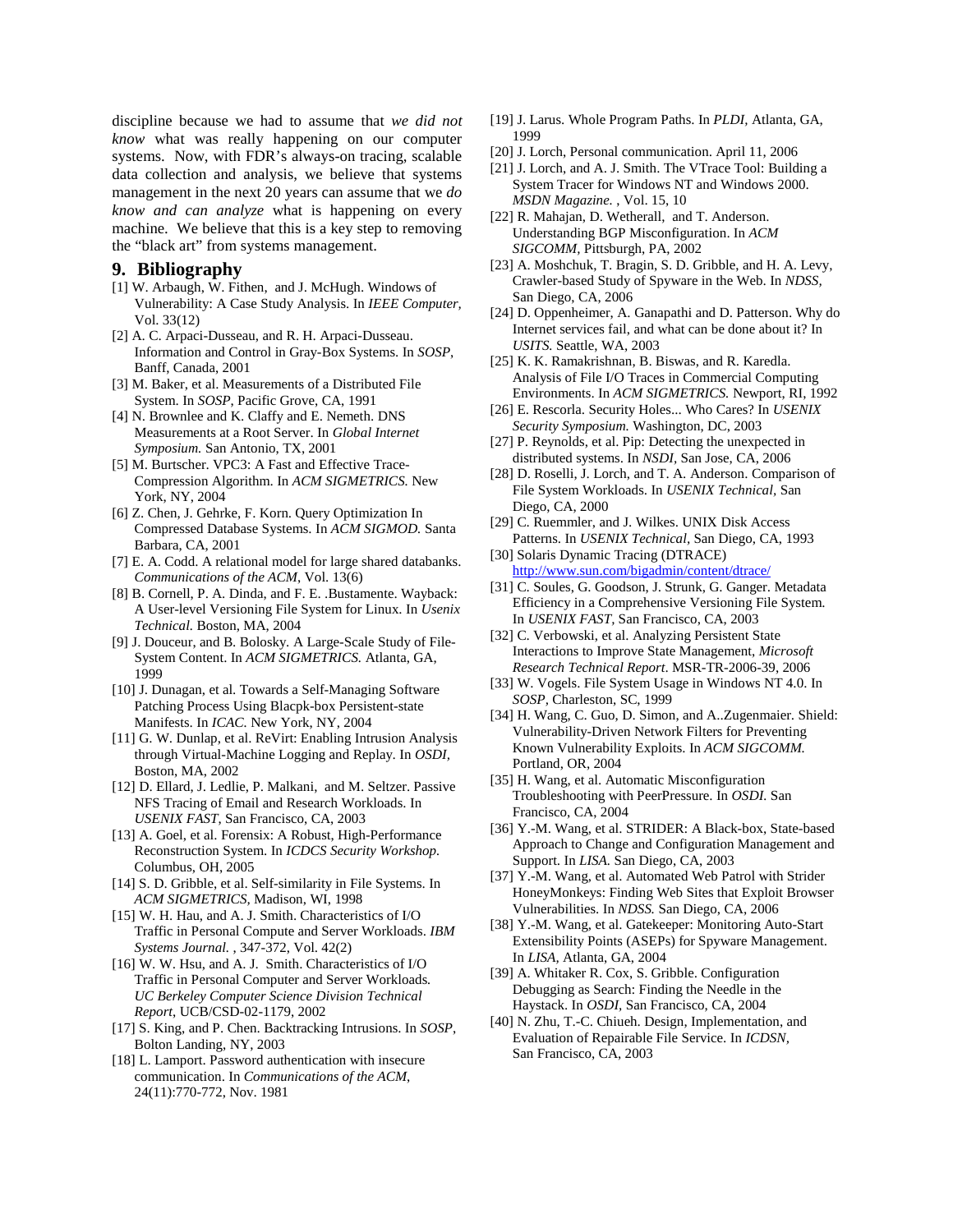discipline because we had to assume that *we did not know* what was really happening on our computer systems. Now, with FDR's always-on tracing, scalable data collection and analysis, we believe that systems management in the next 20 years can assume that we *do know and can analyze* what is happening on every machine. We believe that this is a key step to removing the "black art" from systems management.

## 9. Bibliography

[1] W. Arbaugh, W. Fithen, and J. McHugh. Windows of Vulnerability: A Case Study Analysis. In *IEEE Computer*, Vol. 33(12)

[2] A. C. Arpaci-Dusseau, and R. H. Arpaci-Dusseau. Information and Control in Gray-Box Systems. In *SOSP*, Banff, Canada, 2001

[3] M. Baker, et al. Measurements of a Distributed File System. In *SOSP*, Pacific Grove, CA, 1991

[4] N. Brownlee and K. Claffy and E. Nemeth. DNS Measurements at a Root Server. In *Global Internet Symposium.* San Antonio, TX, 2001

[5] M. Burtscher. VPC3: A Fast and Effective Trace-Compression Algorithm. In *ACM SIGMETRICS.* New York, NY, 2004

[6] Z. Chen, J. Gehrke, F. Korn. Query Optimization In Compressed Database Systems. In *ACM SIGMOD.* Santa Barbara, CA, 2001

[7] E. A. Codd. A relational model for large shared databanks. *Communications of the ACM*, Vol. 13(6)

[8] B. Cornell, P. A. Dinda, and F. E. .Bustamente. Wayback: A User-level Versioning File System for Linux. In *Usenix Technical.* Boston, MA, 2004

[9] J. Douceur, and B. Bolosky. A Large-Scale Study of File-System Content. In *ACM SIGMETRICS.* Atlanta, GA, 1999

[10] J. Dunagan, et al. Towards a Self-Managing Software Patching Process Using Blacpk-box Persistent-state Manifests. In *ICAC.* New York, NY, 2004

[11] G. W. Dunlap, et al. ReVirt: Enabling Intrusion Analysis through Virtual-Machine Logging and Replay. In *OSDI*, Boston, MA, 2002

[12] D. Ellard, J. Ledlie, P. Malkani, and M. Seltzer. Passive NFS Tracing of Email and Research Workloads. In *USENIX FAST*, San Francisco, CA, 2003

[13] A. Goel, et al. Forensix: A Robust, High-Performance Reconstruction System. In *ICDCS Security Workshop.* Columbus, OH, 2005

[14] S. D. Gribble, et al. Self-similarity in File Systems. In *ACM SIGMETRICS*, Madison, WI, 1998

[15] W. H. Hau, and A. J. Smith. Characteristics of I/O Traffic in Personal Compute and Server Workloads. *IBM Systems Journal.* , 347-372, Vol. 42(2)

[16] W. W. Hsu, and A. J. Smith. Characteristics of I/O Traffic in Personal Computer and Server Workloads. *UC Berkeley Computer Science Division Technical Report*, UCB/CSD-02-1179, 2002

[17] S. King, and P. Chen. Backtracking Intrusions. In *SOSP*, Bolton Landing, NY, 2003

[18] L. Lamport. Password authentication with insecure communication. In *Communications of the ACM*, 24(11):770-772, Nov. 1981

[19] J. Larus. Whole Program Paths. In *PLDI*, Atlanta, GA, 1999

[20] J. Lorch, Personal communication. April 11, 2006

[21] J. Lorch, and A. J. Smith. The VTrace Tool: Building a System Tracer for Windows NT and Windows 2000. *MSDN Magazine.* , Vol. 15, 10

[22] R. Mahajan, D. Wetherall, and T. Anderson. Understanding BGP Misconfiguration. In *ACM SIGCOMM*, Pittsburgh, PA, 2002

[23] A. Moshchuk, T. Bragin, S. D. Gribble, and H. A. Levy, Crawler-based Study of Spyware in the Web. In *NDSS*, San Diego, CA, 2006

[24] D. Oppenheimer, A. Ganapathi and D. Patterson. Why do Internet services fail, and what can be done about it? In *USITS.* Seattle, WA, 2003

[25] K. K. Ramakrishnan, B. Biswas, and R. Karedla. Analysis of File I/O Traces in Commercial Computing Environments. In *ACM SIGMETRICS.* Newport, RI, 1992

[26] E. Rescorla. Security Holes... Who Cares? In *USENIX Security Symposium.* Washington, DC, 2003

[27] P. Reynolds, et al. Pip: Detecting the unexpected in distributed systems. In *NSDI*, San Jose, CA, 2006

[28] D. Roselli, J. Lorch, and T. A. Anderson. Comparison of File System Workloads. In *USENIX Technical*, San Diego, CA, 2000

[29] C. Ruemmler, and J. Wilkes. UNIX Disk Access Patterns. In *USENIX Technical*, San Diego, CA, 1993

[30] Solaris Dynamic Tracing (DTRACE) http://www.sun.com/bigadmin/content/dtrace/

[31] C. Soules, G. Goodson, J. Strunk, G. Ganger. Metadata Efficiency in a Comprehensive Versioning File System. In *USENIX FAST*, San Francisco, CA, 2003

[32] C. Verbowski, et al. Analyzing Persistent State Interactions to Improve State Management, *Microsoft Research Technical Report*. MSR-TR-2006-39, 2006

[33] W. Vogels. File System Usage in Windows NT 4.0. In *SOSP*, Charleston, SC, 1999

[34] H. Wang, C. Guo, D. Simon, and A..Zugenmaier. Shield: Vulnerability-Driven Network Filters for Preventing Known Vulnerability Exploits. In *ACM SIGCOMM.* Portland, OR, 2004

[35] H. Wang, et al. Automatic Misconfiguration Troubleshooting with PeerPressure. In *OSDI.* San Francisco, CA, 2004

[36] Y.-M. Wang, et al. STRIDER: A Black-box, State-based Approach to Change and Configuration Management and Support. In *LISA.* San Diego, CA, 2003

[37] Y.-M. Wang, et al. Automated Web Patrol with Strider HoneyMonkeys: Finding Web Sites that Exploit Browser Vulnerabilities. In *NDSS.* San Diego, CA, 2006

[38] Y.-M. Wang, et al. Gatekeeper: Monitoring Auto-Start Extensibility Points (ASEPs) for Spyware Management. In *LISA*, Atlanta, GA, 2004

[39] A. Whitaker R. Cox, S. Gribble. Configuration Debugging as Search: Finding the Needle in the Haystack. In *OSDI*, San Francisco, CA, 2004

[40] N. Zhu, T.-C. Chiueh. Design, Implementation, and Evaluation of Repairable File Service. In *ICDSN*, San Francisco, CA, 2003